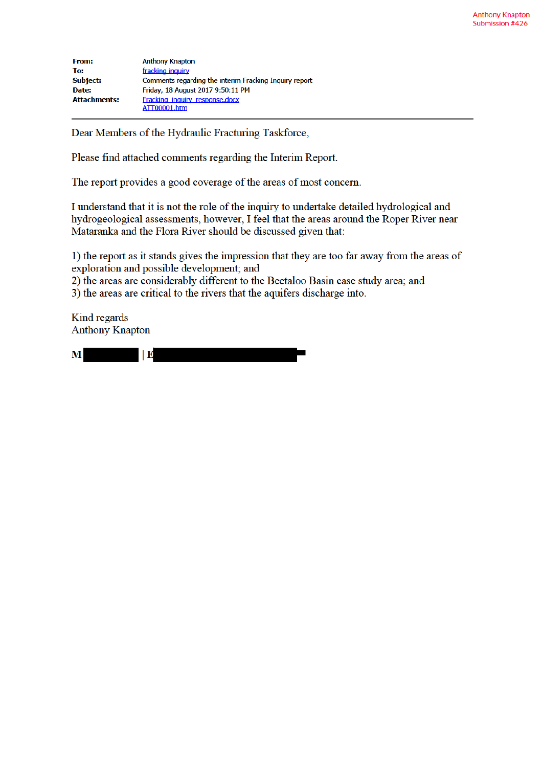Anthony Knapton
Submission #426

**From:** Anthony Knapton
**To:** fracking inquiry
**Subject:** Comments regarding the interim Fracking Inquiry report
**Date:** Friday, 18 August 2017 9:50:11 PM
**Attachments:** Fracking inquiry response.docx
ATT00001.htm

---

Dear Members of the Hydraulic Fracturing Taskforce,

Please find attached comments regarding the Interim Report.

The report provides a good coverage of the areas of most concern.

I understand that it is not the role of the inquiry to undertake detailed hydrological and hydrogeological assessments, however, I feel that the areas around the Roper River near Mataranka and the Flora River should be discussed given that:

1) the report as it stands gives the impression that they are too far away from the areas of exploration and possible development; and
2) the areas are considerably different to the Beetaloo Basin case study area; and
3) the areas are critical to the rivers that the aquifers discharge into.

Kind regards
Anthony Knapton

**M** | **E**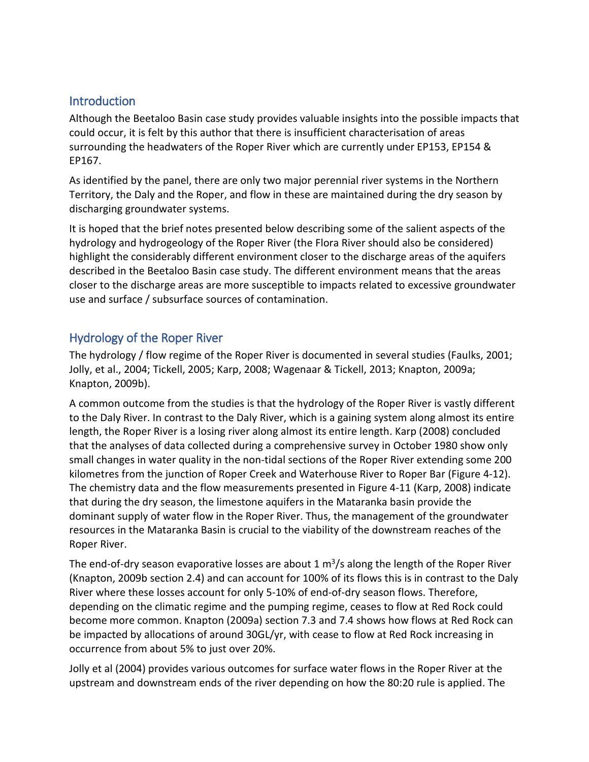## Introduction

Although the Beetaloo Basin case study provides valuable insights into the possible impacts that could occur, it is felt by this author that there is insufficient characterisation of areas surrounding the headwaters of the Roper River which are currently under EP153, EP154 & EP167.

As identified by the panel, there are only two major perennial river systems in the Northern Territory, the Daly and the Roper, and flow in these are maintained during the dry season by discharging groundwater systems.

It is hoped that the brief notes presented below describing some of the salient aspects of the hydrology and hydrogeology of the Roper River (the Flora River should also be considered) highlight the considerably different environment closer to the discharge areas of the aquifers described in the Beetaloo Basin case study. The different environment means that the areas closer to the discharge areas are more susceptible to impacts related to excessive groundwater use and surface / subsurface sources of contamination.

## Hydrology of the Roper River

The hydrology / flow regime of the Roper River is documented in several studies (Faulks, 2001; Jolly, et al., 2004; Tickell, 2005; Karp, 2008; Wagenaar & Tickell, 2013; Knapton, 2009a; Knapton, 2009b).

A common outcome from the studies is that the hydrology of the Roper River is vastly different to the Daly River. In contrast to the Daly River, which is a gaining system along almost its entire length, the Roper River is a losing river along almost its entire length. Karp (2008) concluded that the analyses of data collected during a comprehensive survey in October 1980 show only small changes in water quality in the non-tidal sections of the Roper River extending some 200 kilometres from the junction of Roper Creek and Waterhouse River to Roper Bar (Figure 4-12). The chemistry data and the flow measurements presented in Figure 4-11 (Karp, 2008) indicate that during the dry season, the limestone aquifers in the Mataranka basin provide the dominant supply of water flow in the Roper River. Thus, the management of the groundwater resources in the Mataranka Basin is crucial to the viability of the downstream reaches of the Roper River.

The end-of-dry season evaporative losses are about 1 $m^3$/s along the length of the Roper River (Knapton, 2009b section 2.4) and can account for 100% of its flows this is in contrast to the Daly River where these losses account for only 5-10% of end-of-dry season flows. Therefore, depending on the climatic regime and the pumping regime, ceases to flow at Red Rock could become more common. Knapton (2009a) section 7.3 and 7.4 shows how flows at Red Rock can be impacted by allocations of around 30GL/yr, with cease to flow at Red Rock increasing in occurrence from about 5% to just over 20%.

Jolly et al (2004) provides various outcomes for surface water flows in the Roper River at the upstream and downstream ends of the river depending on how the 80:20 rule is applied. The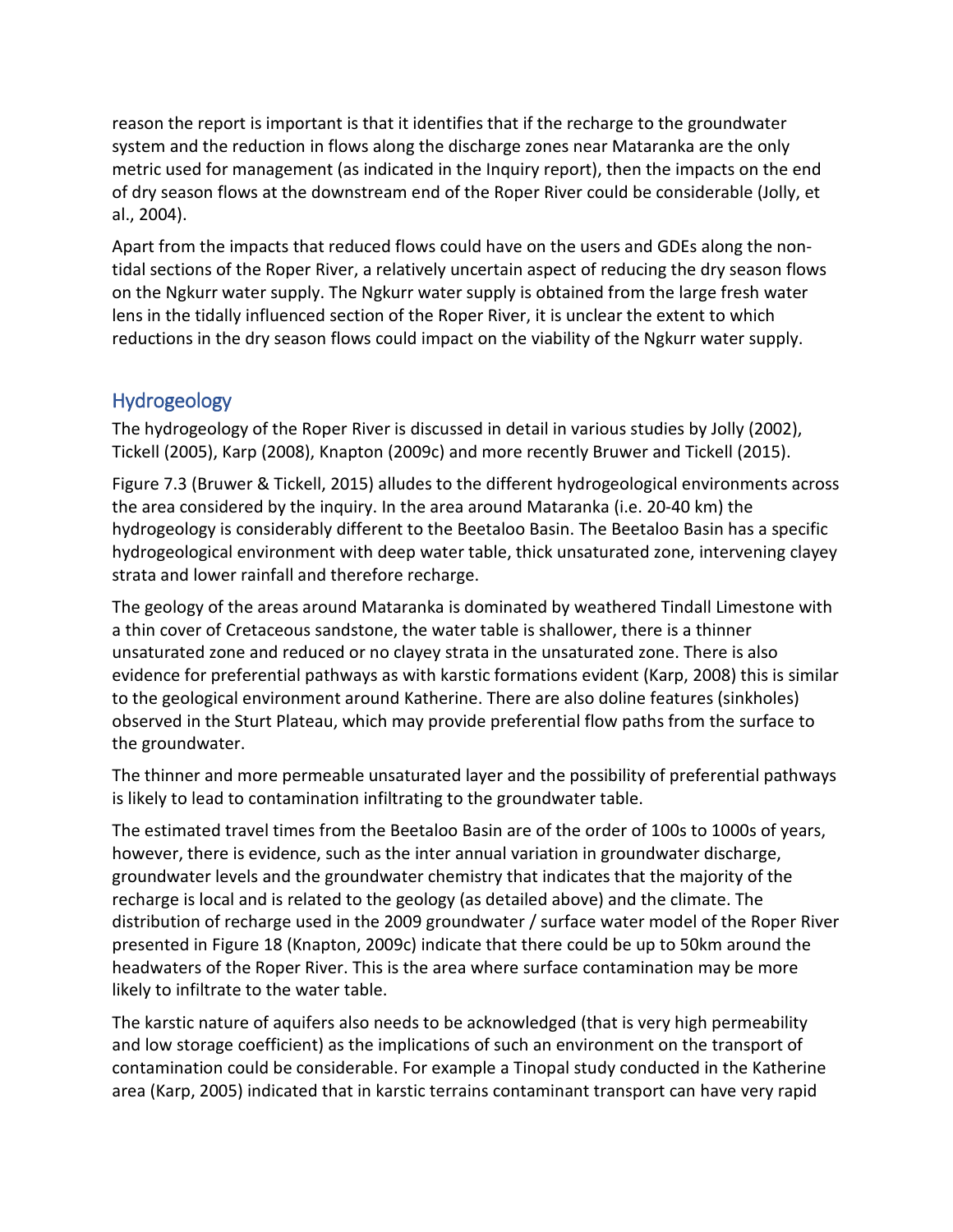reason the report is important is that it identifies that if the recharge to the groundwater system and the reduction in flows along the discharge zones near Mataranka are the only metric used for management (as indicated in the Inquiry report), then the impacts on the end of dry season flows at the downstream end of the Roper River could be considerable (Jolly, et al., 2004).

Apart from the impacts that reduced flows could have on the users and GDEs along the non-tidal sections of the Roper River, a relatively uncertain aspect of reducing the dry season flows on the Ngkurr water supply. The Ngkurr water supply is obtained from the large fresh water lens in the tidally influenced section of the Roper River, it is unclear the extent to which reductions in the dry season flows could impact on the viability of the Ngkurr water supply.

## Hydrogeology

The hydrogeology of the Roper River is discussed in detail in various studies by Jolly (2002), Tickell (2005), Karp (2008), Knapton (2009c) and more recently Bruwer and Tickell (2015).

Figure 7.3 (Bruwer & Tickell, 2015) alludes to the different hydrogeological environments across the area considered by the inquiry. In the area around Mataranka (i.e. 20-40 km) the hydrogeology is considerably different to the Beetaloo Basin. The Beetaloo Basin has a specific hydrogeological environment with deep water table, thick unsaturated zone, intervening clayey strata and lower rainfall and therefore recharge.

The geology of the areas around Mataranka is dominated by weathered Tindall Limestone with a thin cover of Cretaceous sandstone, the water table is shallower, there is a thinner unsaturated zone and reduced or no clayey strata in the unsaturated zone. There is also evidence for preferential pathways as with karstic formations evident (Karp, 2008) this is similar to the geological environment around Katherine. There are also doline features (sinkholes) observed in the Sturt Plateau, which may provide preferential flow paths from the surface to the groundwater.

The thinner and more permeable unsaturated layer and the possibility of preferential pathways is likely to lead to contamination infiltrating to the groundwater table.

The estimated travel times from the Beetaloo Basin are of the order of 100s to 1000s of years, however, there is evidence, such as the inter annual variation in groundwater discharge, groundwater levels and the groundwater chemistry that indicates that the majority of the recharge is local and is related to the geology (as detailed above) and the climate. The distribution of recharge used in the 2009 groundwater / surface water model of the Roper River presented in Figure 18 (Knapton, 2009c) indicate that there could be up to 50km around the headwaters of the Roper River. This is the area where surface contamination may be more likely to infiltrate to the water table.

The karstic nature of aquifers also needs to be acknowledged (that is very high permeability and low storage coefficient) as the implications of such an environment on the transport of contamination could be considerable. For example a Tinopal study conducted in the Katherine area (Karp, 2005) indicated that in karstic terrains contaminant transport can have very rapid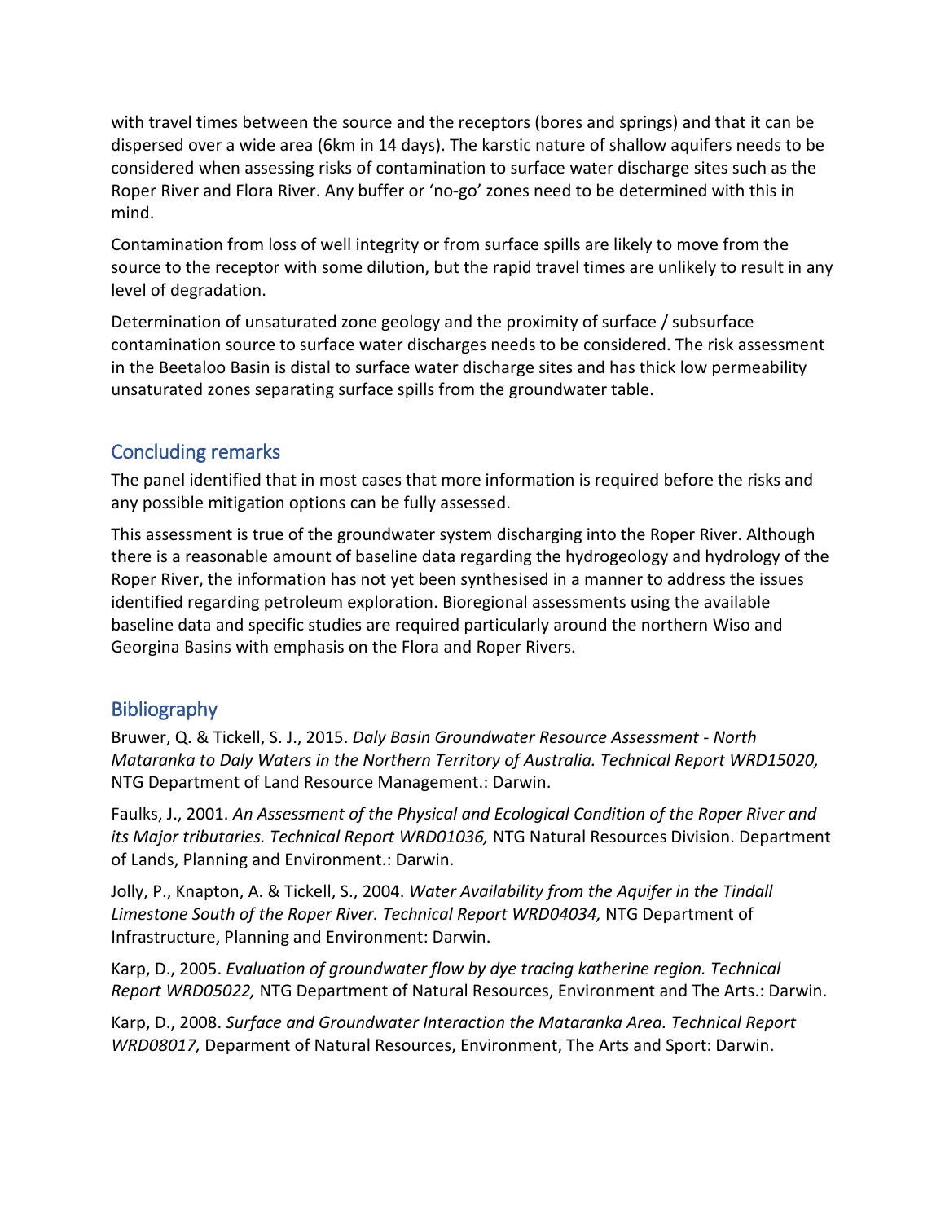with travel times between the source and the receptors (bores and springs) and that it can be dispersed over a wide area (6km in 14 days). The karstic nature of shallow aquifers needs to be considered when assessing risks of contamination to surface water discharge sites such as the Roper River and Flora River. Any buffer or 'no-go' zones need to be determined with this in mind.

Contamination from loss of well integrity or from surface spills are likely to move from the source to the receptor with some dilution, but the rapid travel times are unlikely to result in any level of degradation.

Determination of unsaturated zone geology and the proximity of surface / subsurface contamination source to surface water discharges needs to be considered. The risk assessment in the Beetaloo Basin is distal to surface water discharge sites and has thick low permeability unsaturated zones separating surface spills from the groundwater table.

## Concluding remarks

The panel identified that in most cases that more information is required before the risks and any possible mitigation options can be fully assessed.

This assessment is true of the groundwater system discharging into the Roper River. Although there is a reasonable amount of baseline data regarding the hydrogeology and hydrology of the Roper River, the information has not yet been synthesised in a manner to address the issues identified regarding petroleum exploration. Bioregional assessments using the available baseline data and specific studies are required particularly around the northern Wiso and Georgina Basins with emphasis on the Flora and Roper Rivers.

## Bibliography

Bruwer, Q. & Tickell, S. J., 2015. *Daly Basin Groundwater Resource Assessment - North Mataranka to Daly Waters in the Northern Territory of Australia. Technical Report WRD15020,* NTG Department of Land Resource Management.: Darwin.

Faulks, J., 2001. *An Assessment of the Physical and Ecological Condition of the Roper River and its Major tributaries. Technical Report WRD01036,* NTG Natural Resources Division. Department of Lands, Planning and Environment.: Darwin.

Jolly, P., Knapton, A. & Tickell, S., 2004. *Water Availability from the Aquifer in the Tindall Limestone South of the Roper River. Technical Report WRD04034,* NTG Department of Infrastructure, Planning and Environment: Darwin.

Karp, D., 2005. *Evaluation of groundwater flow by dye tracing katherine region. Technical Report WRD05022,* NTG Department of Natural Resources, Environment and The Arts.: Darwin.

Karp, D., 2008. *Surface and Groundwater Interaction the Mataranka Area. Technical Report WRD08017,* Deparment of Natural Resources, Environment, The Arts and Sport: Darwin.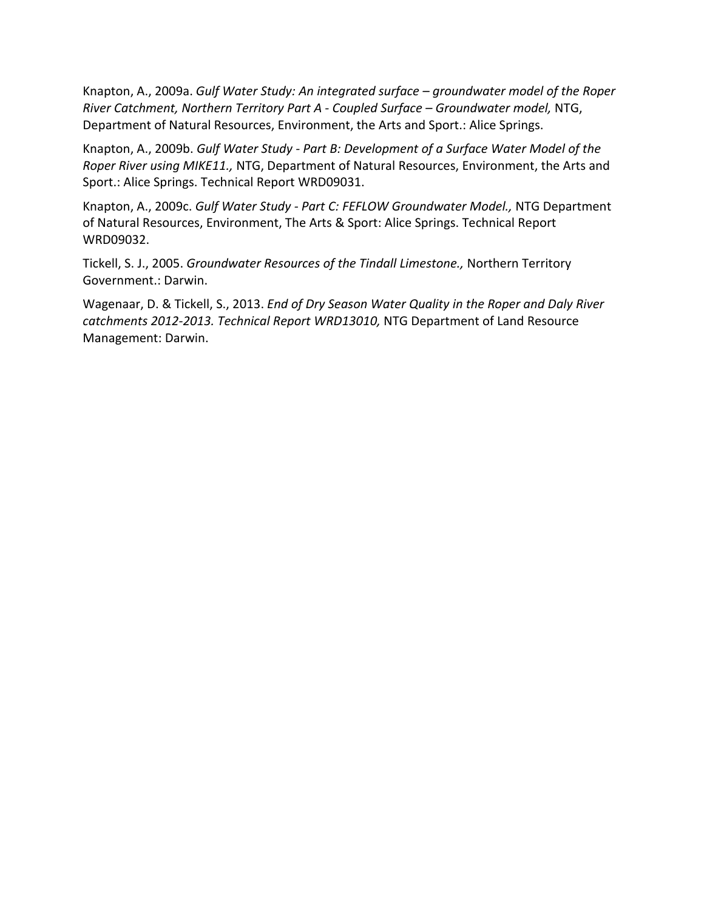Knapton, A., 2009a. *Gulf Water Study: An integrated surface – groundwater model of the Roper River Catchment, Northern Territory Part A - Coupled Surface – Groundwater model,* NTG, Department of Natural Resources, Environment, the Arts and Sport.: Alice Springs.

Knapton, A., 2009b. *Gulf Water Study - Part B: Development of a Surface Water Model of the Roper River using MIKE11.,* NTG, Department of Natural Resources, Environment, the Arts and Sport.: Alice Springs. Technical Report WRD09031.

Knapton, A., 2009c. *Gulf Water Study - Part C: FEFLOW Groundwater Model.,* NTG Department of Natural Resources, Environment, The Arts & Sport: Alice Springs. Technical Report WRD09032.

Tickell, S. J., 2005. *Groundwater Resources of the Tindall Limestone.,* Northern Territory Government.: Darwin.

Wagenaar, D. & Tickell, S., 2013. *End of Dry Season Water Quality in the Roper and Daly River catchments 2012-2013. Technical Report WRD13010,* NTG Department of Land Resource Management: Darwin.